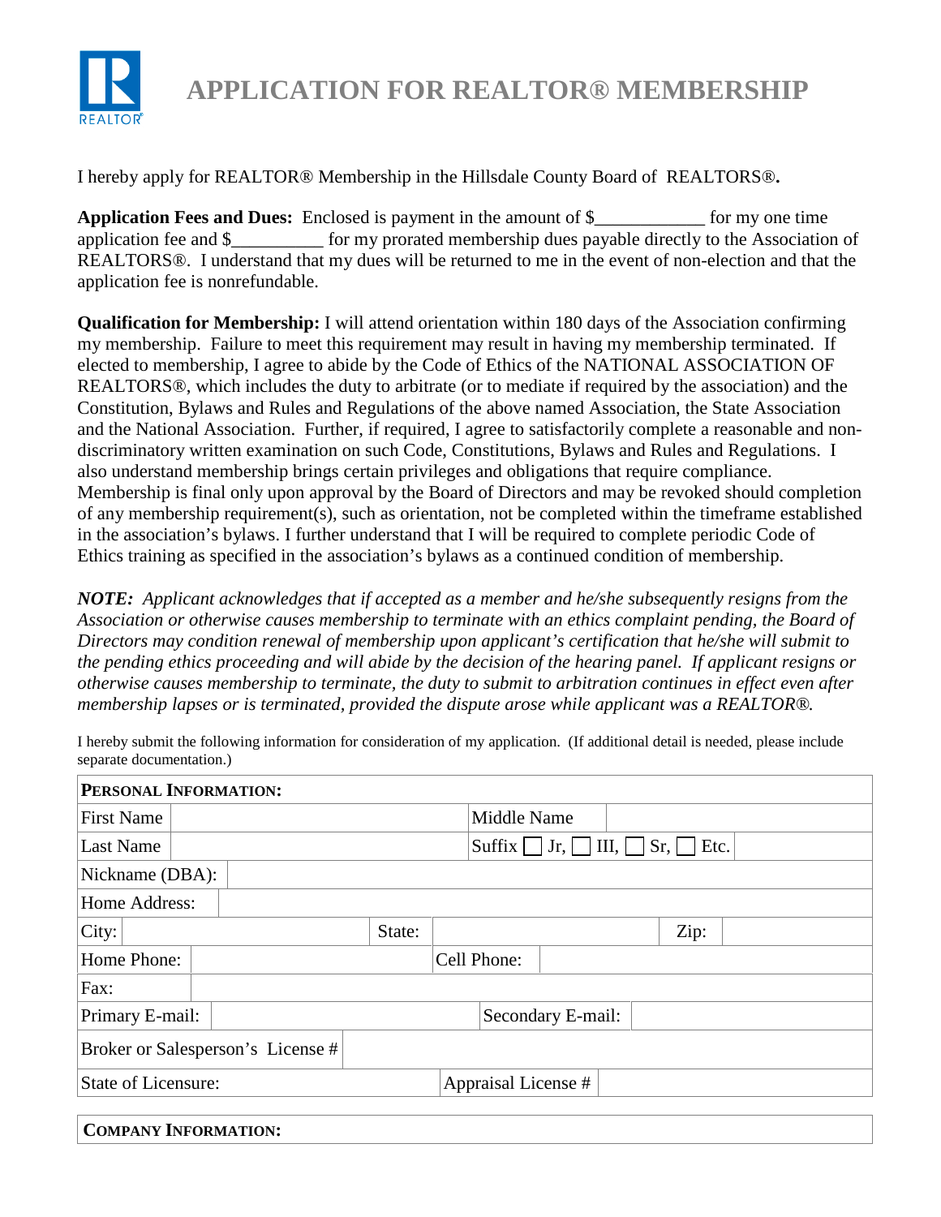# APPLICATION FOR REALTOR® MEMBERSHIP

I hereby apply for REALTOR® Membership in the Hillsdale County Board of REALTORS®.

**Application Fees and Dues:** Enclosed is payment in the amount of $____________ for my one time application fee and $__________ for my prorated membership dues payable directly to the Association of REALTORS®. I understand that my dues will be returned to me in the event of non-election and that the application fee is nonrefundable.

**Qualification for Membership:** I will attend orientation within 180 days of the Association confirming my membership. Failure to meet this requirement may result in having my membership terminated. If elected to membership, I agree to abide by the Code of Ethics of the NATIONAL ASSOCIATION OF REALTORS®, which includes the duty to arbitrate (or to mediate if required by the association) and the Constitution, Bylaws and Rules and Regulations of the above named Association, the State Association and the National Association. Further, if required, I agree to satisfactorily complete a reasonable and non-discriminatory written examination on such Code, Constitutions, Bylaws and Rules and Regulations. I also understand membership brings certain privileges and obligations that require compliance. Membership is final only upon approval by the Board of Directors and may be revoked should completion of any membership requirement(s), such as orientation, not be completed within the timeframe established in the association's bylaws. I further understand that I will be required to complete periodic Code of Ethics training as specified in the association's bylaws as a continued condition of membership.

***NOTE:*** *Applicant acknowledges that if accepted as a member and he/she subsequently resigns from the Association or otherwise causes membership to terminate with an ethics complaint pending, the Board of Directors may condition renewal of membership upon applicant's certification that he/she will submit to the pending ethics proceeding and will abide by the decision of the hearing panel. If applicant resigns or otherwise causes membership to terminate, the duty to submit to arbitration continues in effect even after membership lapses or is terminated, provided the dispute arose while applicant was a REALTOR®.*

I hereby submit the following information for consideration of my application. (If additional detail is needed, please include separate documentation.)

| **PERSONAL INFORMATION:** | | | | | |
|---|---|---|---|---|---|
| First Name | | Middle Name | | | |
| Last Name | | Suffix ☐ Jr, ☐ III, ☐ Sr, ☐ Etc. | | | |
| Nickname (DBA): | | | | | |
| Home Address: | | | | | |
| City: | | State: | | Zip: | |
| Home Phone: | | Cell Phone: | | | |
| Fax: | | | | | |
| Primary E-mail: | | Secondary E-mail: | | | |
| Broker or Salesperson's License # | | | | | |
| State of Licensure: | | Appraisal License # | | | |

| **COMPANY INFORMATION:** |
|---|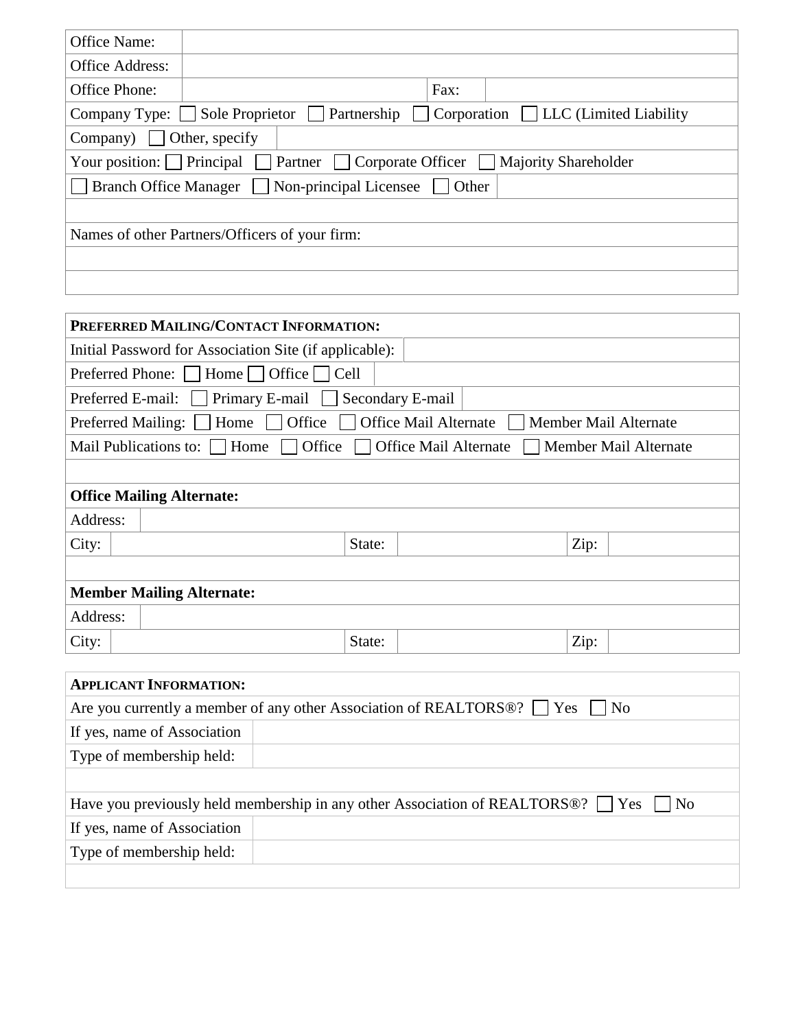| Office Name: | |
|---|---|
| Office Address: | |
| Office Phone: | Fax: |

Company Type: ☐ Sole Proprietor ☐ Partnership ☐ Corporation ☐ LLC (Limited Liability Company) ☐ Other, specify

Your position: ☐ Principal ☐ Partner ☐ Corporate Officer ☐ Majority Shareholder

☐ Branch Office Manager ☐ Non-principal Licensee ☐ Other

Names of other Partners/Officers of your firm:

**PREFERRED MAILING/CONTACT INFORMATION:**

| Initial Password for Association Site (if applicable): | |
|---|---|

Preferred Phone: ☐ Home ☐ Office ☐ Cell

Preferred E-mail: ☐ Primary E-mail ☐ Secondary E-mail

Preferred Mailing: ☐ Home ☐ Office ☐ Office Mail Alternate ☐ Member Mail Alternate

Mail Publications to: ☐ Home ☐ Office ☐ Office Mail Alternate ☐ Member Mail Alternate

**Office Mailing Alternate:**

| Address: | | | | | |
|---|---|---|---|---|---|
| City: | | State: | | Zip: | |

**Member Mailing Alternate:**

| Address: | | | | | |
|---|---|---|---|---|---|
| City: | | State: | | Zip: | |

**APPLICANT INFORMATION:**

Are you currently a member of any other Association of REALTORS®? ☐ Yes ☐ No

| If yes, name of Association | |
|---|---|
| Type of membership held: | |

Have you previously held membership in any other Association of REALTORS®? ☐ Yes ☐ No

| If yes, name of Association | |
|---|---|
| Type of membership held: | |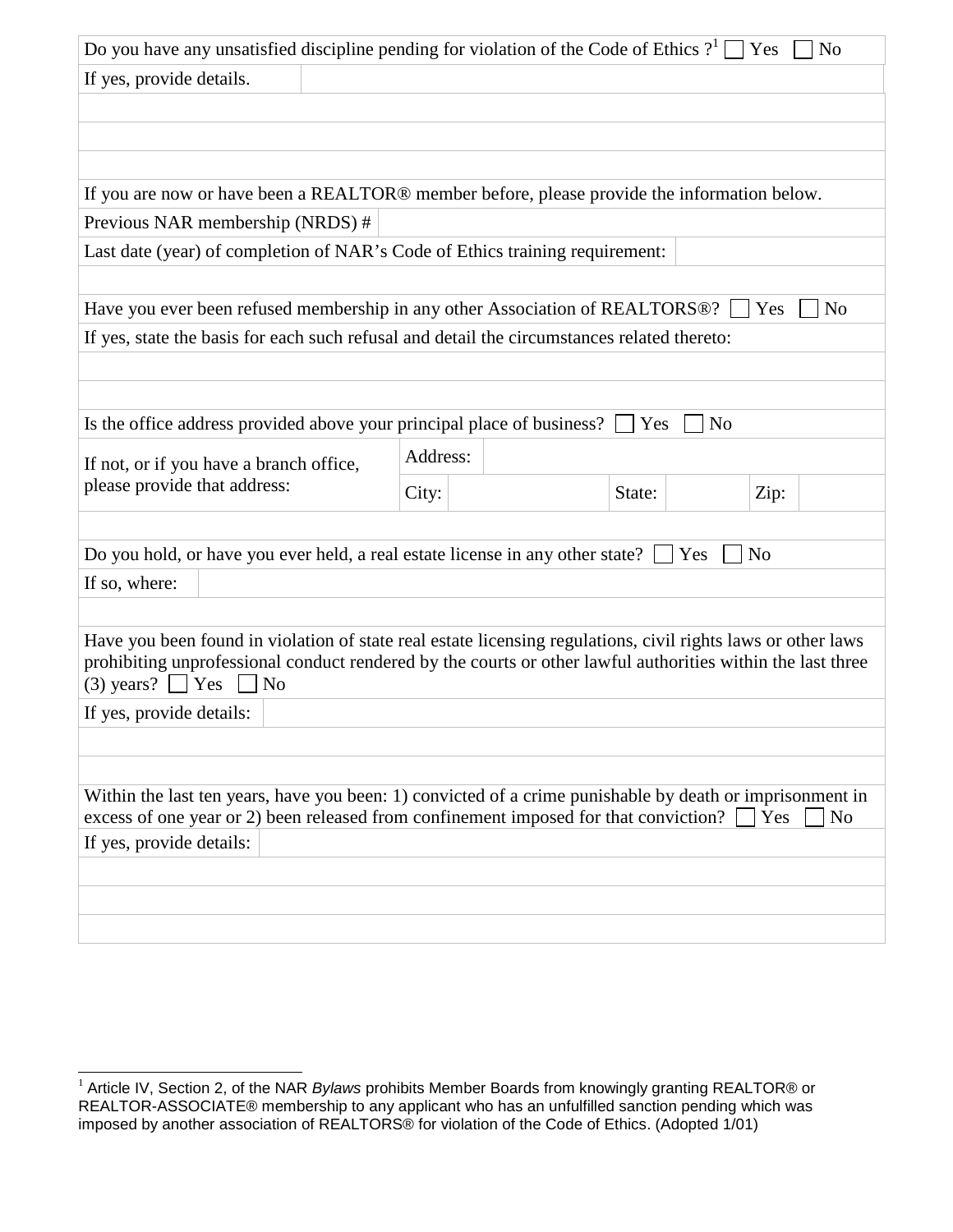Do you have any unsatisfied discipline pending for violation of the Code of Ethics ?[1] ☐ Yes ☐ No

If yes, provide details.

If you are now or have been a REALTOR® member before, please provide the information below.

Previous NAR membership (NRDS) #

Last date (year) of completion of NAR's Code of Ethics training requirement:

Have you ever been refused membership in any other Association of REALTORS®? ☐ Yes ☐ No

If yes, state the basis for each such refusal and detail the circumstances related thereto:

Is the office address provided above your principal place of business? ☐ Yes ☐ No

| If not, or if you have a branch office, please provide that address: | Address: | | | | | |
|---|---|---|---|---|---|---|
| | City: | | State: | | Zip: | |

Do you hold, or have you ever held, a real estate license in any other state? ☐ Yes ☐ No

If so, where:

Have you been found in violation of state real estate licensing regulations, civil rights laws or other laws prohibiting unprofessional conduct rendered by the courts or other lawful authorities within the last three (3) years? ☐ Yes ☐ No

If yes, provide details:

Within the last ten years, have you been: 1) convicted of a crime punishable by death or imprisonment in excess of one year or 2) been released from confinement imposed for that conviction? ☐ Yes ☐ No

If yes, provide details:

---

[1] Article IV, Section 2, of the NAR *Bylaws* prohibits Member Boards from knowingly granting REALTOR® or REALTOR-ASSOCIATE® membership to any applicant who has an unfulfilled sanction pending which was imposed by another association of REALTORS® for violation of the Code of Ethics. (Adopted 1/01)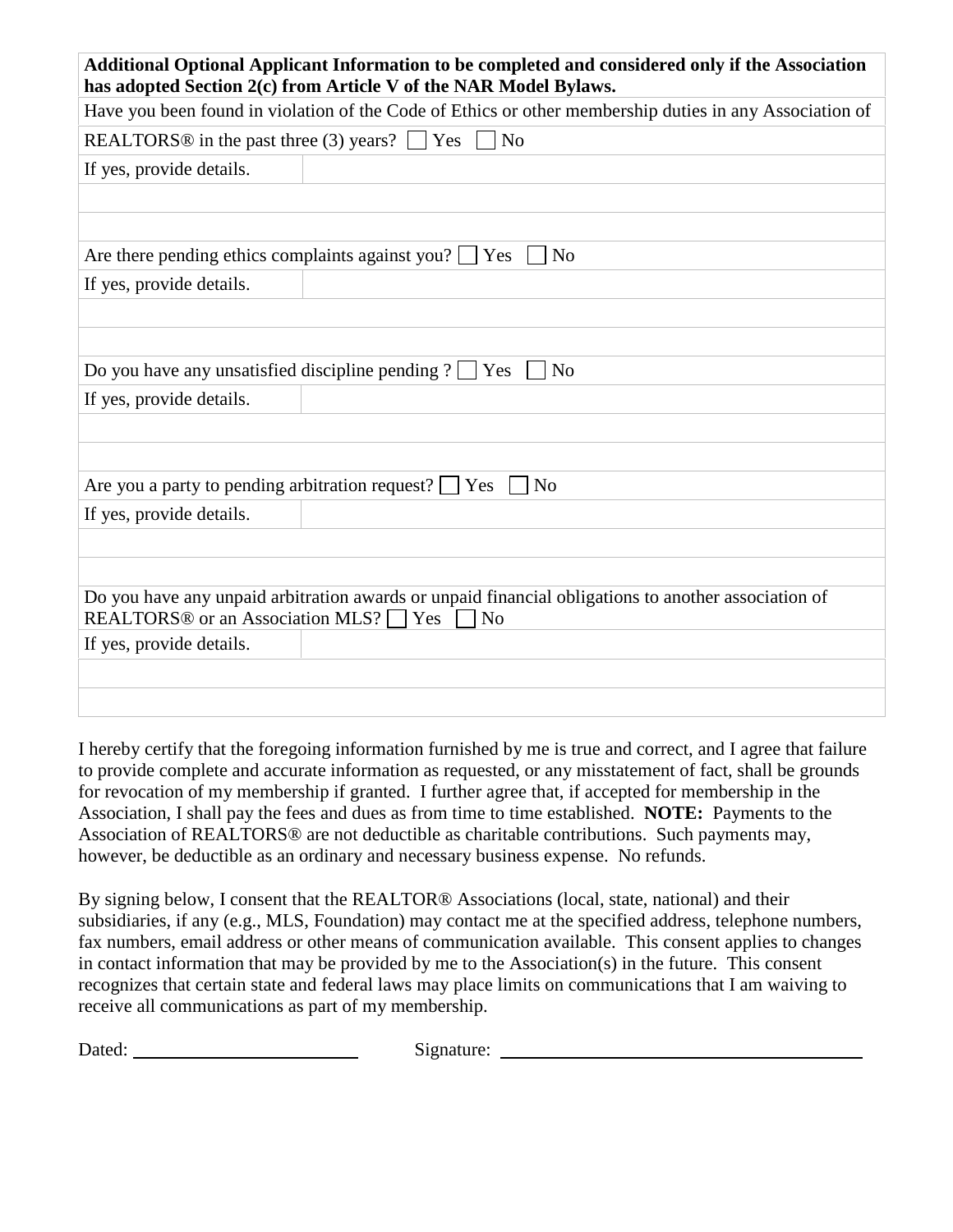**Additional Optional Applicant Information to be completed and considered only if the Association has adopted Section 2(c) from Article V of the NAR Model Bylaws.**

Have you been found in violation of the Code of Ethics or other membership duties in any Association of REALTORS® in the past three (3) years? ☐ Yes ☐ No

If yes, provide details.

Are there pending ethics complaints against you? ☐ Yes ☐ No

If yes, provide details.

Do you have any unsatisfied discipline pending ? ☐ Yes ☐ No

If yes, provide details.

Are you a party to pending arbitration request? ☐ Yes ☐ No

If yes, provide details.

Do you have any unpaid arbitration awards or unpaid financial obligations to another association of REALTORS® or an Association MLS? ☐ Yes ☐ No

If yes, provide details.

I hereby certify that the foregoing information furnished by me is true and correct, and I agree that failure to provide complete and accurate information as requested, or any misstatement of fact, shall be grounds for revocation of my membership if granted. I further agree that, if accepted for membership in the Association, I shall pay the fees and dues as from time to time established. **NOTE:** Payments to the Association of REALTORS® are not deductible as charitable contributions. Such payments may, however, be deductible as an ordinary and necessary business expense. No refunds.

By signing below, I consent that the REALTOR® Associations (local, state, national) and their subsidiaries, if any (e.g., MLS, Foundation) may contact me at the specified address, telephone numbers, fax numbers, email address or other means of communication available. This consent applies to changes in contact information that may be provided by me to the Association(s) in the future. This consent recognizes that certain state and federal laws may place limits on communications that I am waiving to receive all communications as part of my membership.

Dated: ______________________ Signature: ______________________________________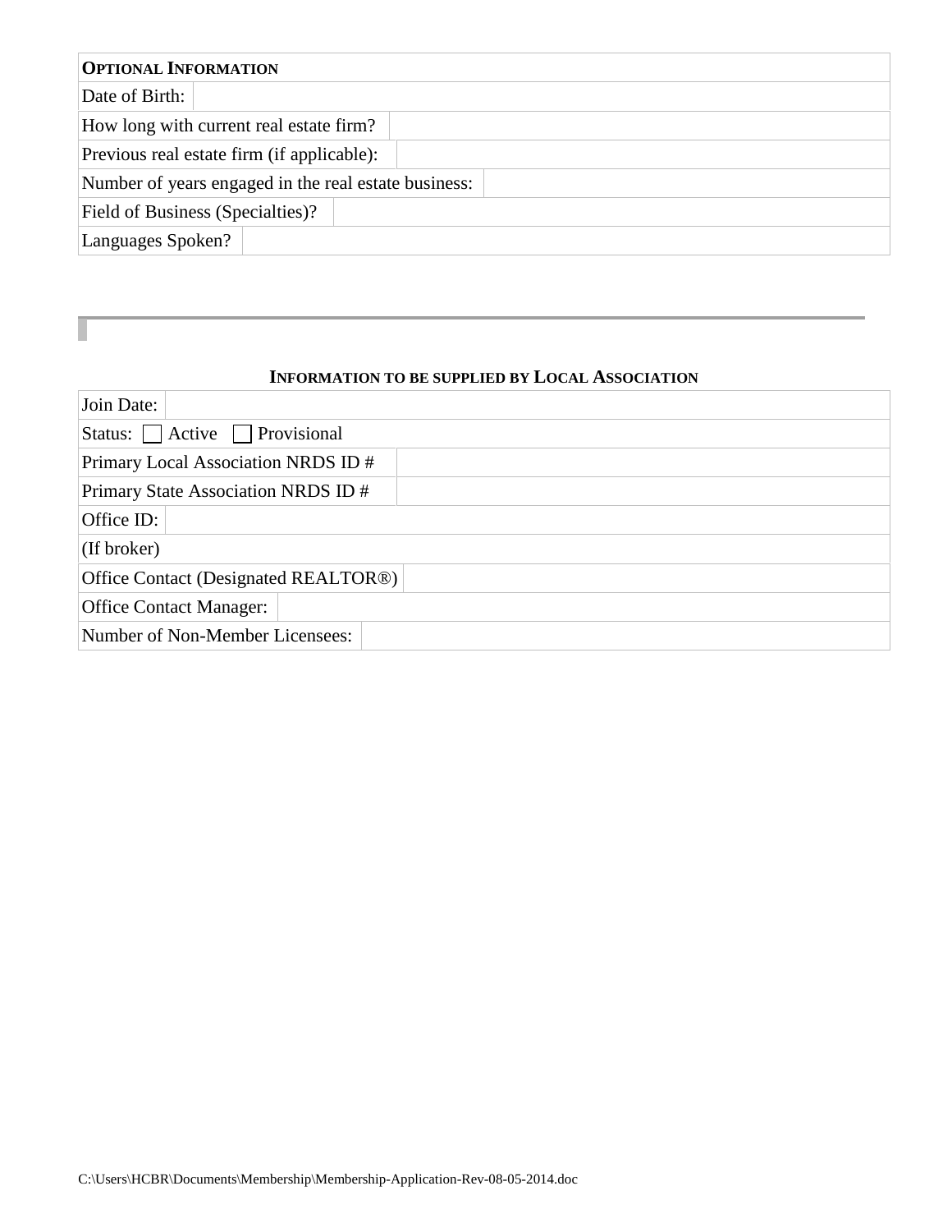| **OPTIONAL INFORMATION** | |
| --- | --- |
| Date of Birth: | |
| How long with current real estate firm? | |
| Previous real estate firm (if applicable): | |
| Number of years engaged in the real estate business: | |
| Field of Business (Specialties)? | |
| Languages Spoken? | |

**INFORMATION TO BE SUPPLIED BY LOCAL ASSOCIATION**

| | |
| --- | --- |
| Join Date: | |
| Status: ☐ Active ☐ Provisional | |
| Primary Local Association NRDS ID # | |
| Primary State Association NRDS ID # | |
| Office ID: | |
| (If broker) | |
| Office Contact (Designated REALTOR®) | |
| Office Contact Manager: | |
| Number of Non-Member Licensees: | |

C:\Users\HCBR\Documents\Membership\Membership-Application-Rev-08-05-2014.doc